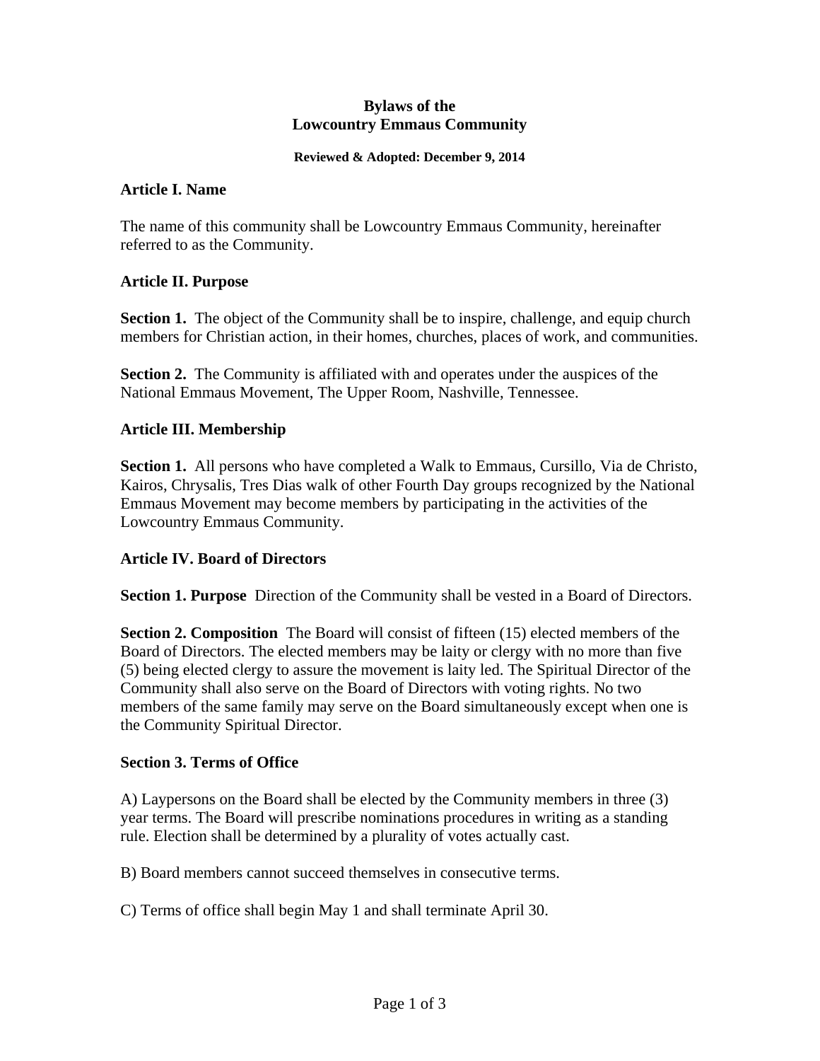# Bylaws of the
# Lowcountry Emmaus Community

**Reviewed & Adopted: December 9, 2014**

## Article I. Name

The name of this community shall be Lowcountry Emmaus Community, hereinafter referred to as the Community.

## Article II. Purpose

**Section 1.** The object of the Community shall be to inspire, challenge, and equip church members for Christian action, in their homes, churches, places of work, and communities.

**Section 2.** The Community is affiliated with and operates under the auspices of the National Emmaus Movement, The Upper Room, Nashville, Tennessee.

## Article III. Membership

**Section 1.** All persons who have completed a Walk to Emmaus, Cursillo, Via de Christo, Kairos, Chrysalis, Tres Dias walk of other Fourth Day groups recognized by the National Emmaus Movement may become members by participating in the activities of the Lowcountry Emmaus Community.

## Article IV. Board of Directors

**Section 1. Purpose** Direction of the Community shall be vested in a Board of Directors.

**Section 2. Composition** The Board will consist of fifteen (15) elected members of the Board of Directors. The elected members may be laity or clergy with no more than five (5) being elected clergy to assure the movement is laity led. The Spiritual Director of the Community shall also serve on the Board of Directors with voting rights. No two members of the same family may serve on the Board simultaneously except when one is the Community Spiritual Director.

**Section 3. Terms of Office**

A) Laypersons on the Board shall be elected by the Community members in three (3) year terms. The Board will prescribe nominations procedures in writing as a standing rule. Election shall be determined by a plurality of votes actually cast.

B) Board members cannot succeed themselves in consecutive terms.

C) Terms of office shall begin May 1 and shall terminate April 30.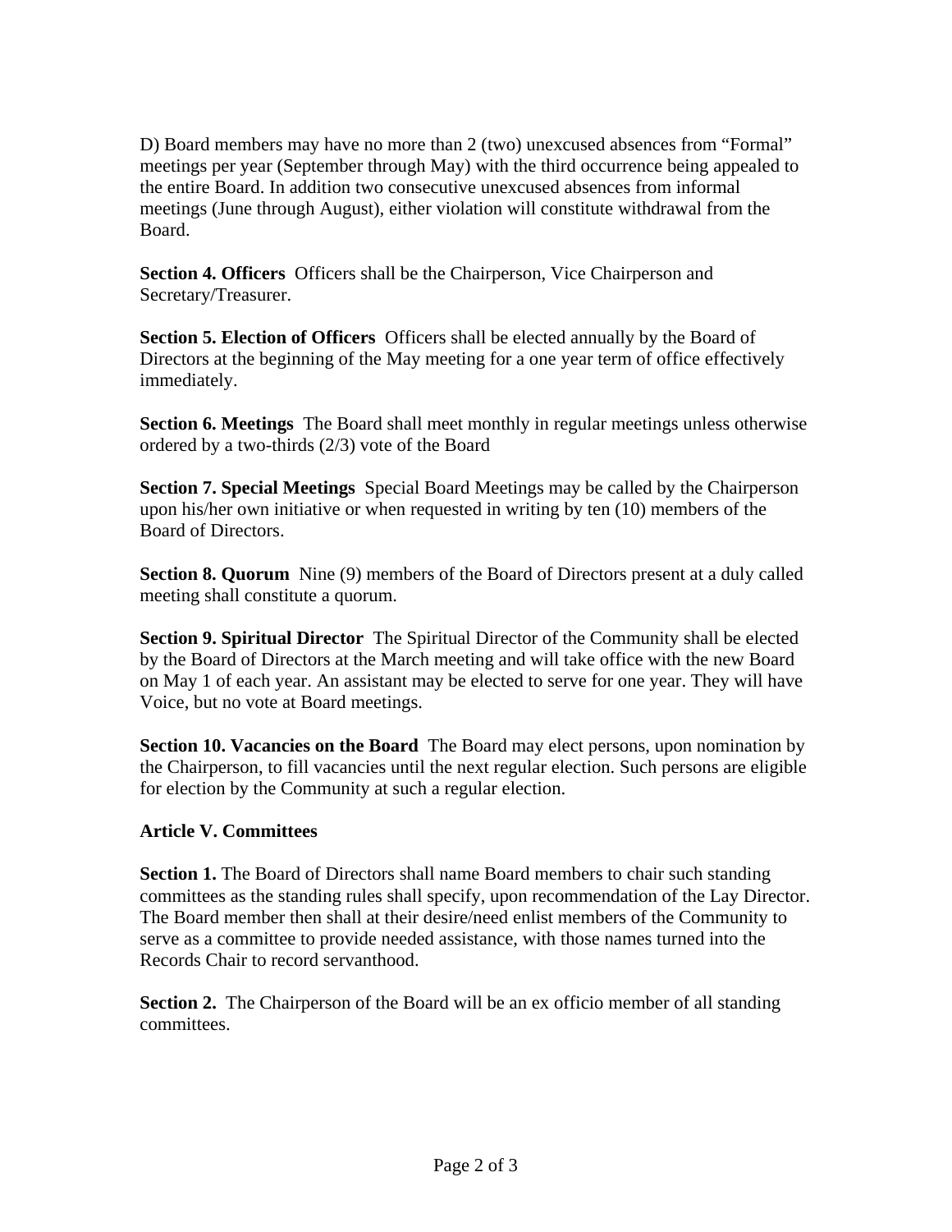D) Board members may have no more than 2 (two) unexcused absences from "Formal" meetings per year (September through May) with the third occurrence being appealed to the entire Board. In addition two consecutive unexcused absences from informal meetings (June through August), either violation will constitute withdrawal from the Board.

**Section 4. Officers** Officers shall be the Chairperson, Vice Chairperson and Secretary/Treasurer.

**Section 5. Election of Officers** Officers shall be elected annually by the Board of Directors at the beginning of the May meeting for a one year term of office effectively immediately.

**Section 6. Meetings** The Board shall meet monthly in regular meetings unless otherwise ordered by a two-thirds (2/3) vote of the Board

**Section 7. Special Meetings** Special Board Meetings may be called by the Chairperson upon his/her own initiative or when requested in writing by ten (10) members of the Board of Directors.

**Section 8. Quorum** Nine (9) members of the Board of Directors present at a duly called meeting shall constitute a quorum.

**Section 9. Spiritual Director** The Spiritual Director of the Community shall be elected by the Board of Directors at the March meeting and will take office with the new Board on May 1 of each year. An assistant may be elected to serve for one year. They will have Voice, but no vote at Board meetings.

**Section 10. Vacancies on the Board** The Board may elect persons, upon nomination by the Chairperson, to fill vacancies until the next regular election. Such persons are eligible for election by the Community at such a regular election.

## Article V. Committees

**Section 1.** The Board of Directors shall name Board members to chair such standing committees as the standing rules shall specify, upon recommendation of the Lay Director. The Board member then shall at their desire/need enlist members of the Community to serve as a committee to provide needed assistance, with those names turned into the Records Chair to record servanthood.

**Section 2.** The Chairperson of the Board will be an ex officio member of all standing committees.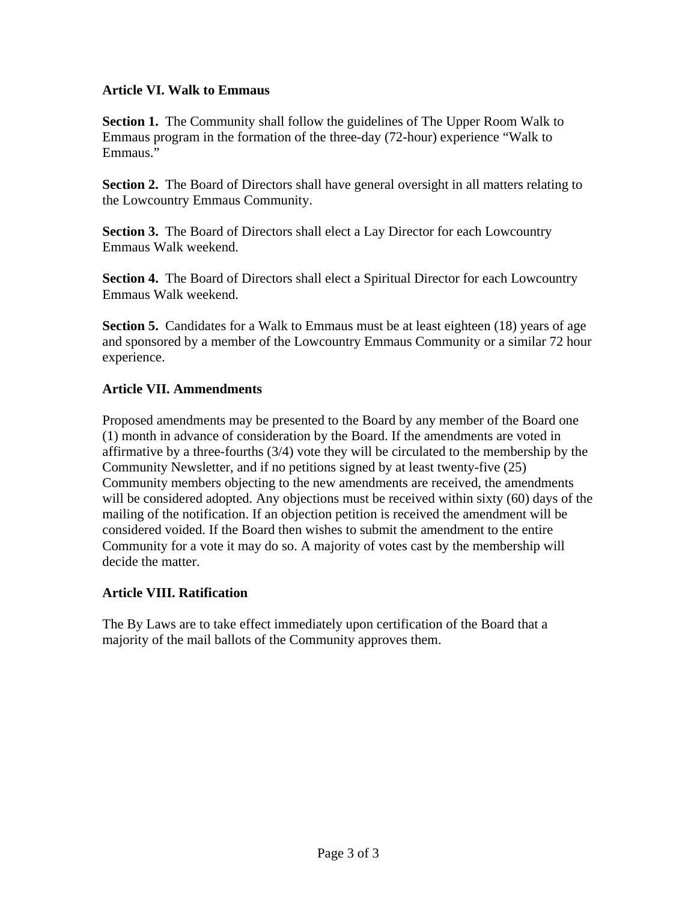### Article VI. Walk to Emmaus

**Section 1.** The Community shall follow the guidelines of The Upper Room Walk to Emmaus program in the formation of the three-day (72-hour) experience "Walk to Emmaus."

**Section 2.** The Board of Directors shall have general oversight in all matters relating to the Lowcountry Emmaus Community.

**Section 3.** The Board of Directors shall elect a Lay Director for each Lowcountry Emmaus Walk weekend.

**Section 4.** The Board of Directors shall elect a Spiritual Director for each Lowcountry Emmaus Walk weekend.

**Section 5.** Candidates for a Walk to Emmaus must be at least eighteen (18) years of age and sponsored by a member of the Lowcountry Emmaus Community or a similar 72 hour experience.

### Article VII. Ammendments

Proposed amendments may be presented to the Board by any member of the Board one (1) month in advance of consideration by the Board. If the amendments are voted in affirmative by a three-fourths (3/4) vote they will be circulated to the membership by the Community Newsletter, and if no petitions signed by at least twenty-five (25) Community members objecting to the new amendments are received, the amendments will be considered adopted. Any objections must be received within sixty (60) days of the mailing of the notification. If an objection petition is received the amendment will be considered voided. If the Board then wishes to submit the amendment to the entire Community for a vote it may do so. A majority of votes cast by the membership will decide the matter.

### Article VIII. Ratification

The By Laws are to take effect immediately upon certification of the Board that a majority of the mail ballots of the Community approves them.